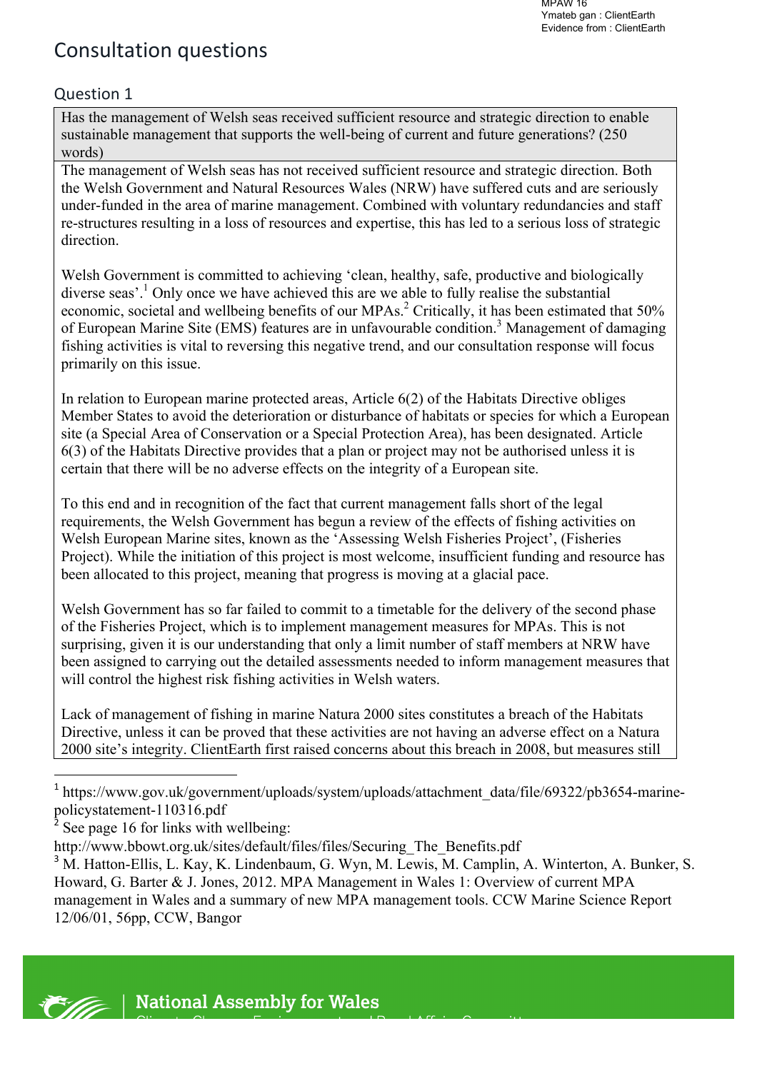MPAW 16
Ymateb gan : ClientEarth
Evidence from : ClientEarth

# Consultation questions

## Question 1

| Has the management of Welsh seas received sufficient resource and strategic direction to enable sustainable management that supports the well-being of current and future generations? (250 words) |
| --- |
| The management of Welsh seas has not received sufficient resource and strategic direction. Both the Welsh Government and Natural Resources Wales (NRW) have suffered cuts and are seriously under-funded in the area of marine management. Combined with voluntary redundancies and staff re-structures resulting in a loss of resources and expertise, this has led to a serious loss of strategic direction.<br><br>Welsh Government is committed to achieving 'clean, healthy, safe, productive and biologically diverse seas'.[1] Only once we have achieved this are we able to fully realise the substantial economic, societal and wellbeing benefits of our MPAs.[2] Critically, it has been estimated that 50% of European Marine Site (EMS) features are in unfavourable condition.[3] Management of damaging fishing activities is vital to reversing this negative trend, and our consultation response will focus primarily on this issue.<br><br>In relation to European marine protected areas, Article 6(2) of the Habitats Directive obliges Member States to avoid the deterioration or disturbance of habitats or species for which a European site (a Special Area of Conservation or a Special Protection Area), has been designated. Article 6(3) of the Habitats Directive provides that a plan or project may not be authorised unless it is certain that there will be no adverse effects on the integrity of a European site.<br><br>To this end and in recognition of the fact that current management falls short of the legal requirements, the Welsh Government has begun a review of the effects of fishing activities on Welsh European Marine sites, known as the 'Assessing Welsh Fisheries Project', (Fisheries Project). While the initiation of this project is most welcome, insufficient funding and resource has been allocated to this project, meaning that progress is moving at a glacial pace.<br><br>Welsh Government has so far failed to commit to a timetable for the delivery of the second phase of the Fisheries Project, which is to implement management measures for MPAs. This is not surprising, given it is our understanding that only a limit number of staff members at NRW have been assigned to carrying out the detailed assessments needed to inform management measures that will control the highest risk fishing activities in Welsh waters.<br><br>Lack of management of fishing in marine Natura 2000 sites constitutes a breach of the Habitats Directive, unless it can be proved that these activities are not having an adverse effect on a Natura 2000 site's integrity. ClientEarth first raised concerns about this breach in 2008, but measures still |

[1] https://www.gov.uk/government/uploads/system/uploads/attachment_data/file/69322/pb3654-marine-policystatement-110316.pdf

[2] See page 16 for links with wellbeing: http://www.bbowt.org.uk/sites/default/files/files/Securing_The_Benefits.pdf

[3] M. Hatton-Ellis, L. Kay, K. Lindenbaum, G. Wyn, M. Lewis, M. Camplin, A. Winterton, A. Bunker, S. Howard, G. Barter & J. Jones, 2012. MPA Management in Wales 1: Overview of current MPA management in Wales and a summary of new MPA management tools. CCW Marine Science Report 12/06/01, 56pp, CCW, Bangor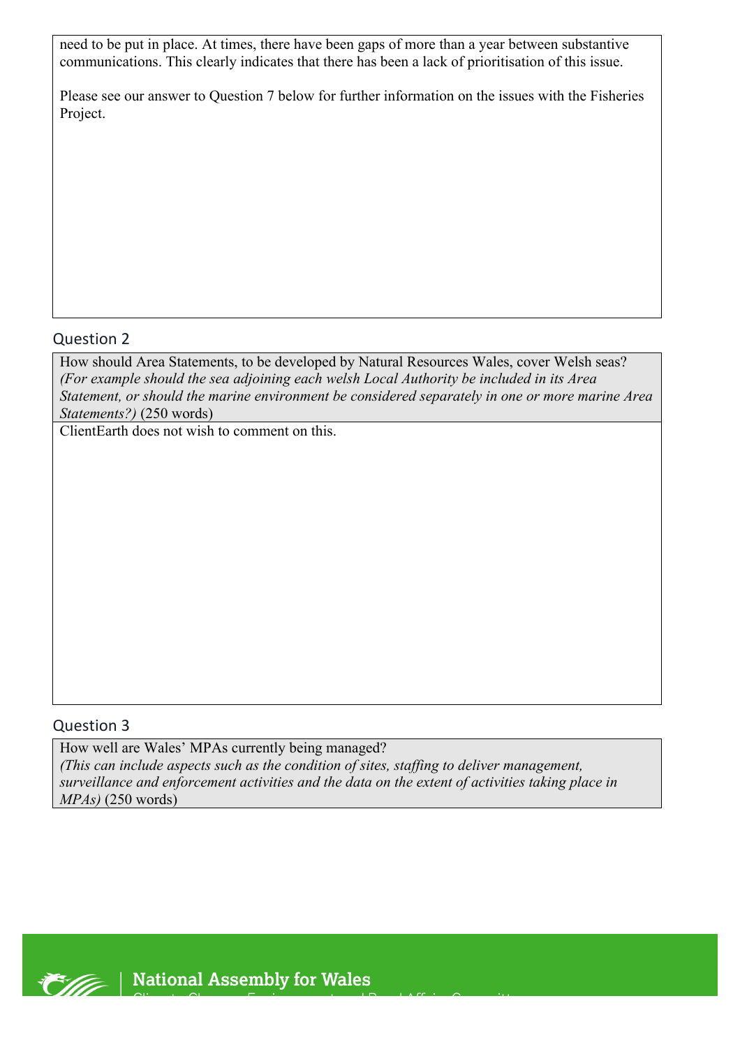need to be put in place. At times, there have been gaps of more than a year between substantive communications. This clearly indicates that there has been a lack of prioritisation of this issue.

Please see our answer to Question 7 below for further information on the issues with the Fisheries Project.

## Question 2

How should Area Statements, to be developed by Natural Resources Wales, cover Welsh seas? *(For example should the sea adjoining each welsh Local Authority be included in its Area Statement, or should the marine environment be considered separately in one or more marine Area Statements?)* (250 words)

ClientEarth does not wish to comment on this.

## Question 3

How well are Wales' MPAs currently being managed? *(This can include aspects such as the condition of sites, staffing to deliver management, surveillance and enforcement activities and the data on the extent of activities taking place in MPAs)* (250 words)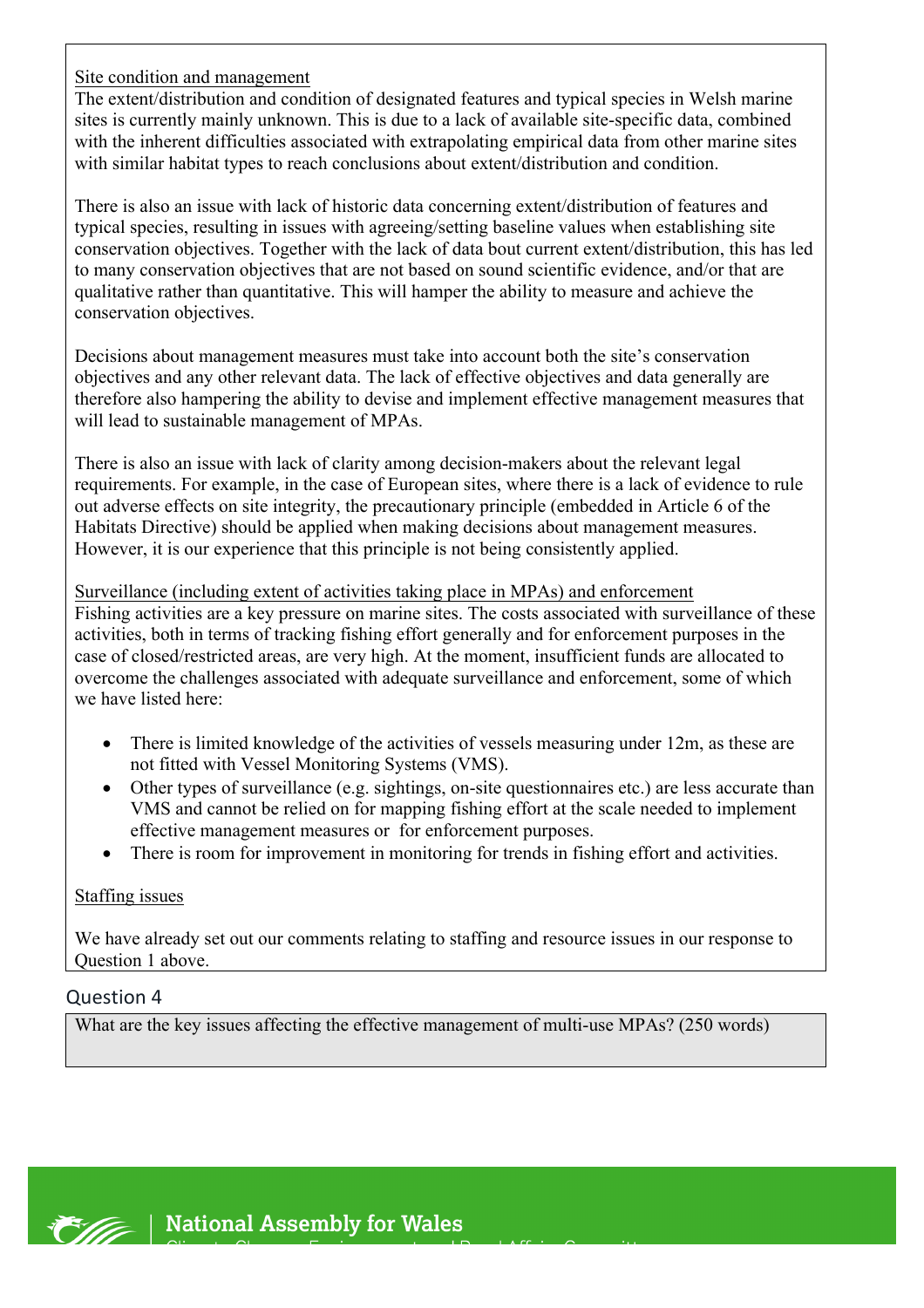Site condition and management

The extent/distribution and condition of designated features and typical species in Welsh marine sites is currently mainly unknown. This is due to a lack of available site-specific data, combined with the inherent difficulties associated with extrapolating empirical data from other marine sites with similar habitat types to reach conclusions about extent/distribution and condition.

There is also an issue with lack of historic data concerning extent/distribution of features and typical species, resulting in issues with agreeing/setting baseline values when establishing site conservation objectives. Together with the lack of data bout current extent/distribution, this has led to many conservation objectives that are not based on sound scientific evidence, and/or that are qualitative rather than quantitative. This will hamper the ability to measure and achieve the conservation objectives.

Decisions about management measures must take into account both the site's conservation objectives and any other relevant data. The lack of effective objectives and data generally are therefore also hampering the ability to devise and implement effective management measures that will lead to sustainable management of MPAs.

There is also an issue with lack of clarity among decision-makers about the relevant legal requirements. For example, in the case of European sites, where there is a lack of evidence to rule out adverse effects on site integrity, the precautionary principle (embedded in Article 6 of the Habitats Directive) should be applied when making decisions about management measures. However, it is our experience that this principle is not being consistently applied.

Surveillance (including extent of activities taking place in MPAs) and enforcement

Fishing activities are a key pressure on marine sites. The costs associated with surveillance of these activities, both in terms of tracking fishing effort generally and for enforcement purposes in the case of closed/restricted areas, are very high. At the moment, insufficient funds are allocated to overcome the challenges associated with adequate surveillance and enforcement, some of which we have listed here:

- There is limited knowledge of the activities of vessels measuring under 12m, as these are not fitted with Vessel Monitoring Systems (VMS).
- Other types of surveillance (e.g. sightings, on-site questionnaires etc.) are less accurate than VMS and cannot be relied on for mapping fishing effort at the scale needed to implement effective management measures or for enforcement purposes.
- There is room for improvement in monitoring for trends in fishing effort and activities.

Staffing issues

We have already set out our comments relating to staffing and resource issues in our response to Question 1 above.

## Question 4

What are the key issues affecting the effective management of multi-use MPAs? (250 words)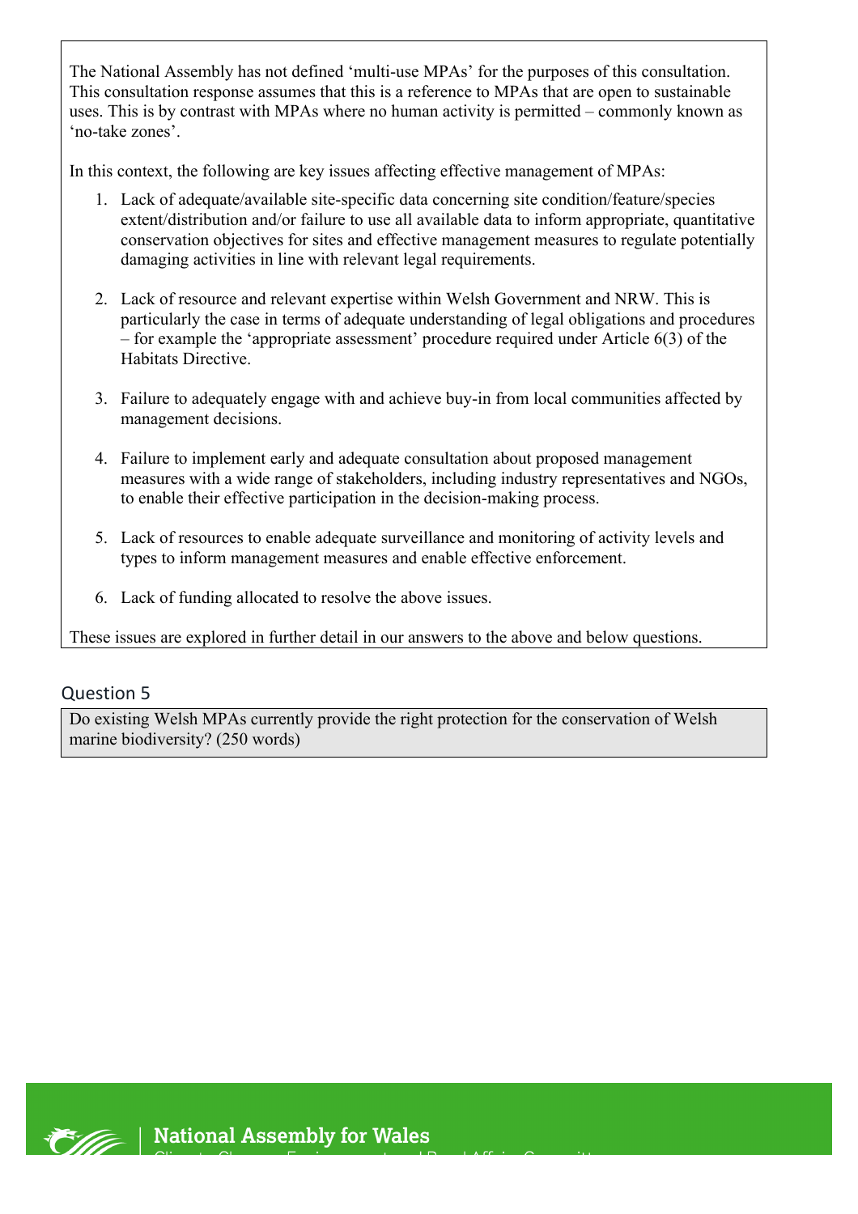The National Assembly has not defined 'multi-use MPAs' for the purposes of this consultation. This consultation response assumes that this is a reference to MPAs that are open to sustainable uses. This is by contrast with MPAs where no human activity is permitted – commonly known as 'no-take zones'.

In this context, the following are key issues affecting effective management of MPAs:

1. Lack of adequate/available site-specific data concerning site condition/feature/species extent/distribution and/or failure to use all available data to inform appropriate, quantitative conservation objectives for sites and effective management measures to regulate potentially damaging activities in line with relevant legal requirements.

2. Lack of resource and relevant expertise within Welsh Government and NRW. This is particularly the case in terms of adequate understanding of legal obligations and procedures – for example the 'appropriate assessment' procedure required under Article 6(3) of the Habitats Directive.

3. Failure to adequately engage with and achieve buy-in from local communities affected by management decisions.

4. Failure to implement early and adequate consultation about proposed management measures with a wide range of stakeholders, including industry representatives and NGOs, to enable their effective participation in the decision-making process.

5. Lack of resources to enable adequate surveillance and monitoring of activity levels and types to inform management measures and enable effective enforcement.

6. Lack of funding allocated to resolve the above issues.

These issues are explored in further detail in our answers to the above and below questions.

## Question 5

Do existing Welsh MPAs currently provide the right protection for the conservation of Welsh marine biodiversity? (250 words)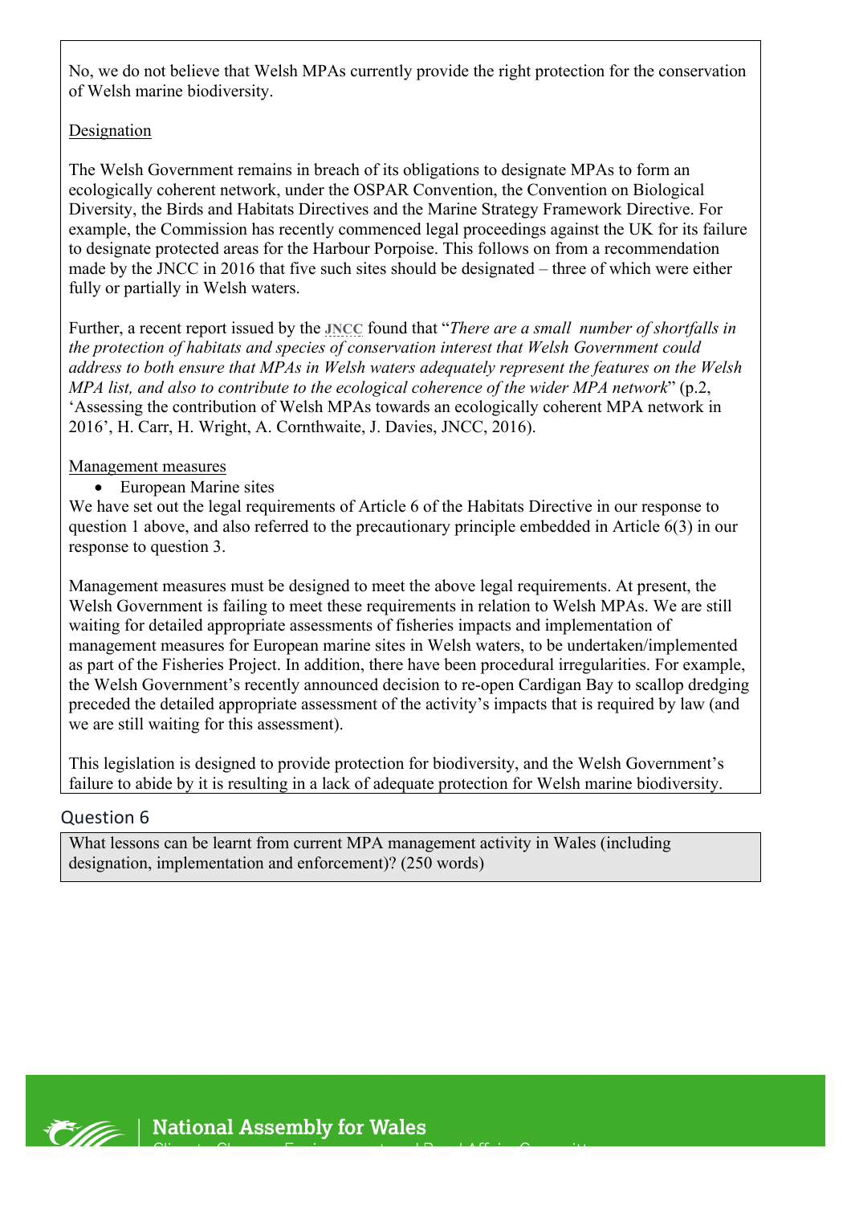No, we do not believe that Welsh MPAs currently provide the right protection for the conservation of Welsh marine biodiversity.

Designation

The Welsh Government remains in breach of its obligations to designate MPAs to form an ecologically coherent network, under the OSPAR Convention, the Convention on Biological Diversity, the Birds and Habitats Directives and the Marine Strategy Framework Directive. For example, the Commission has recently commenced legal proceedings against the UK for its failure to designate protected areas for the Harbour Porpoise. This follows on from a recommendation made by the JNCC in 2016 that five such sites should be designated – three of which were either fully or partially in Welsh waters.

Further, a recent report issued by the JNCC found that "*There are a small number of shortfalls in the protection of habitats and species of conservation interest that Welsh Government could address to both ensure that MPAs in Welsh waters adequately represent the features on the Welsh MPA list, and also to contribute to the ecological coherence of the wider MPA network*" (p.2, 'Assessing the contribution of Welsh MPAs towards an ecologically coherent MPA network in 2016', H. Carr, H. Wright, A. Cornthwaite, J. Davies, JNCC, 2016).

Management measures

- European Marine sites

We have set out the legal requirements of Article 6 of the Habitats Directive in our response to question 1 above, and also referred to the precautionary principle embedded in Article 6(3) in our response to question 3.

Management measures must be designed to meet the above legal requirements. At present, the Welsh Government is failing to meet these requirements in relation to Welsh MPAs. We are still waiting for detailed appropriate assessments of fisheries impacts and implementation of management measures for European marine sites in Welsh waters, to be undertaken/implemented as part of the Fisheries Project. In addition, there have been procedural irregularities. For example, the Welsh Government's recently announced decision to re-open Cardigan Bay to scallop dredging preceded the detailed appropriate assessment of the activity's impacts that is required by law (and we are still waiting for this assessment).

This legislation is designed to provide protection for biodiversity, and the Welsh Government's failure to abide by it is resulting in a lack of adequate protection for Welsh marine biodiversity.

## Question 6

What lessons can be learnt from current MPA management activity in Wales (including designation, implementation and enforcement)? (250 words)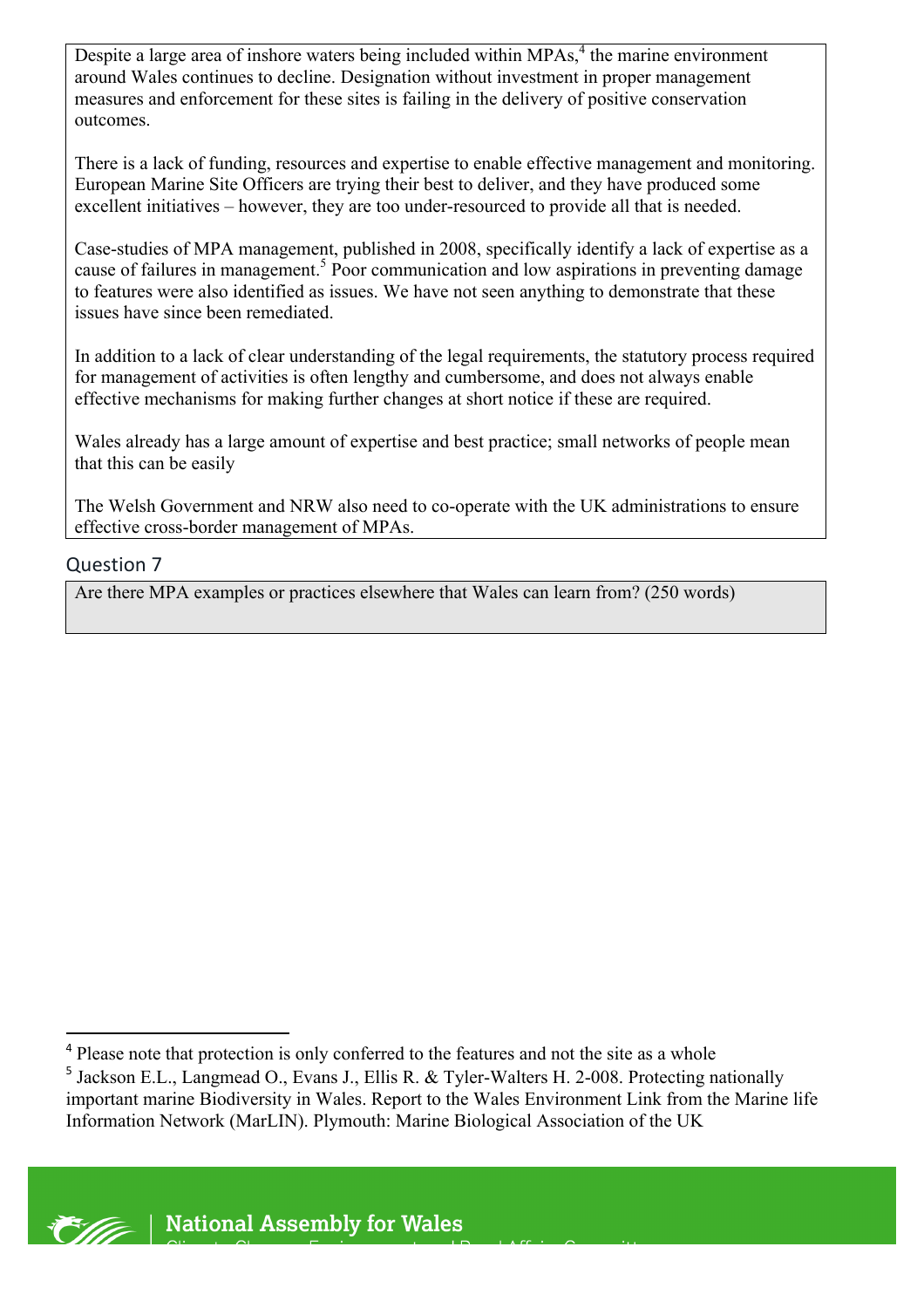Despite a large area of inshore waters being included within MPAs,[4] the marine environment around Wales continues to decline. Designation without investment in proper management measures and enforcement for these sites is failing in the delivery of positive conservation outcomes.

There is a lack of funding, resources and expertise to enable effective management and monitoring. European Marine Site Officers are trying their best to deliver, and they have produced some excellent initiatives – however, they are too under-resourced to provide all that is needed.

Case-studies of MPA management, published in 2008, specifically identify a lack of expertise as a cause of failures in management.[5] Poor communication and low aspirations in preventing damage to features were also identified as issues. We have not seen anything to demonstrate that these issues have since been remediated.

In addition to a lack of clear understanding of the legal requirements, the statutory process required for management of activities is often lengthy and cumbersome, and does not always enable effective mechanisms for making further changes at short notice if these are required.

Wales already has a large amount of expertise and best practice; small networks of people mean that this can be easily

The Welsh Government and NRW also need to co-operate with the UK administrations to ensure effective cross-border management of MPAs.

## Question 7

Are there MPA examples or practices elsewhere that Wales can learn from? (250 words)

---

[4] Please note that protection is only conferred to the features and not the site as a whole

[5] Jackson E.L., Langmead O., Evans J., Ellis R. & Tyler-Walters H. 2-008. Protecting nationally important marine Biodiversity in Wales. Report to the Wales Environment Link from the Marine life Information Network (MarLIN). Plymouth: Marine Biological Association of the UK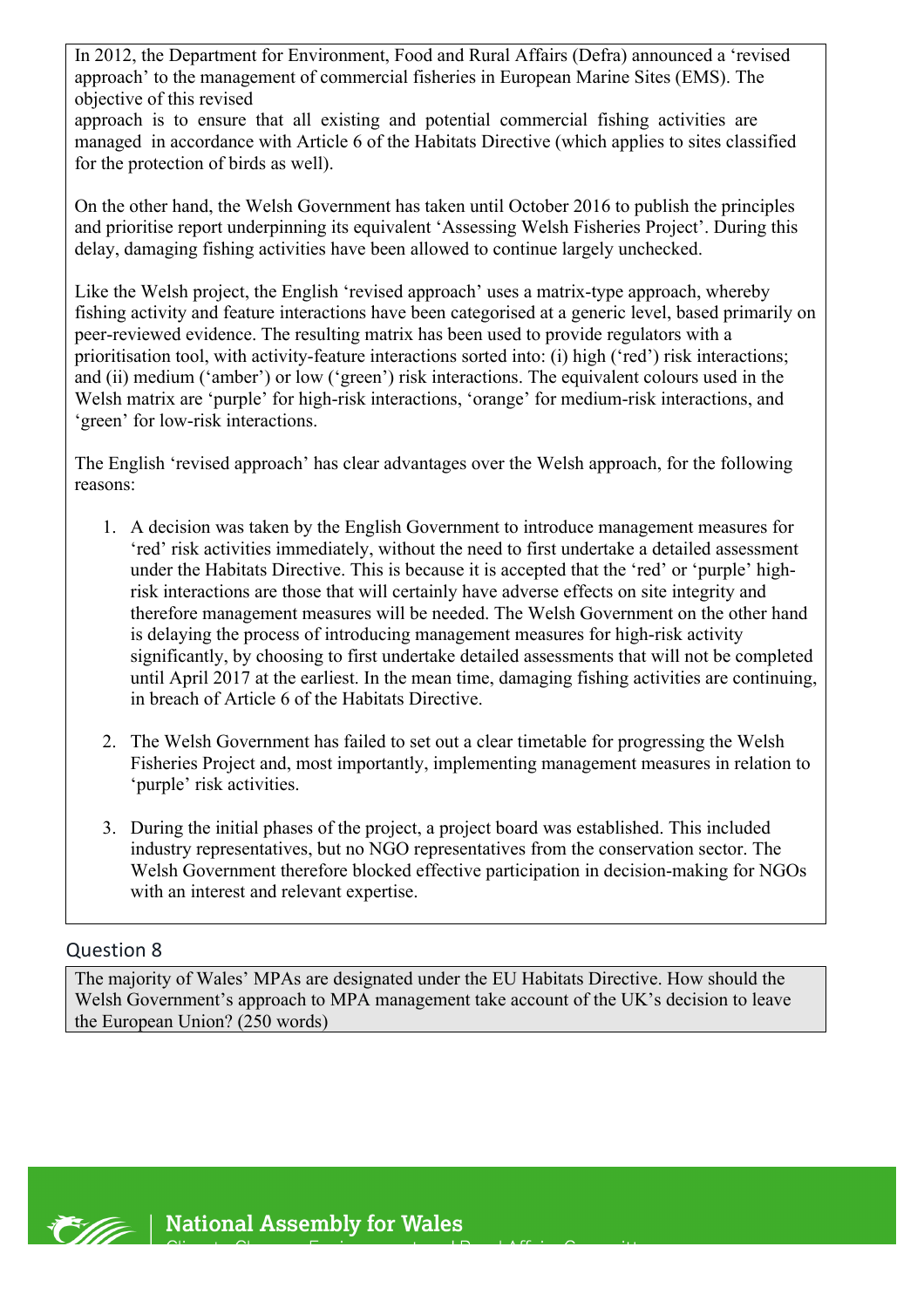In 2012, the Department for Environment, Food and Rural Affairs (Defra) announced a 'revised approach' to the management of commercial fisheries in European Marine Sites (EMS). The objective of this revised approach is to ensure that all existing and potential commercial fishing activities are managed in accordance with Article 6 of the Habitats Directive (which applies to sites classified for the protection of birds as well).

On the other hand, the Welsh Government has taken until October 2016 to publish the principles and prioritise report underpinning its equivalent 'Assessing Welsh Fisheries Project'. During this delay, damaging fishing activities have been allowed to continue largely unchecked.

Like the Welsh project, the English 'revised approach' uses a matrix-type approach, whereby fishing activity and feature interactions have been categorised at a generic level, based primarily on peer-reviewed evidence. The resulting matrix has been used to provide regulators with a prioritisation tool, with activity-feature interactions sorted into: (i) high ('red') risk interactions; and (ii) medium ('amber') or low ('green') risk interactions. The equivalent colours used in the Welsh matrix are 'purple' for high-risk interactions, 'orange' for medium-risk interactions, and 'green' for low-risk interactions.

The English 'revised approach' has clear advantages over the Welsh approach, for the following reasons:

1. A decision was taken by the English Government to introduce management measures for 'red' risk activities immediately, without the need to first undertake a detailed assessment under the Habitats Directive. This is because it is accepted that the 'red' or 'purple' high-risk interactions are those that will certainly have adverse effects on site integrity and therefore management measures will be needed. The Welsh Government on the other hand is delaying the process of introducing management measures for high-risk activity significantly, by choosing to first undertake detailed assessments that will not be completed until April 2017 at the earliest. In the mean time, damaging fishing activities are continuing, in breach of Article 6 of the Habitats Directive.

2. The Welsh Government has failed to set out a clear timetable for progressing the Welsh Fisheries Project and, most importantly, implementing management measures in relation to 'purple' risk activities.

3. During the initial phases of the project, a project board was established. This included industry representatives, but no NGO representatives from the conservation sector. The Welsh Government therefore blocked effective participation in decision-making for NGOs with an interest and relevant expertise.

## Question 8

The majority of Wales' MPAs are designated under the EU Habitats Directive. How should the Welsh Government's approach to MPA management take account of the UK's decision to leave the European Union? (250 words)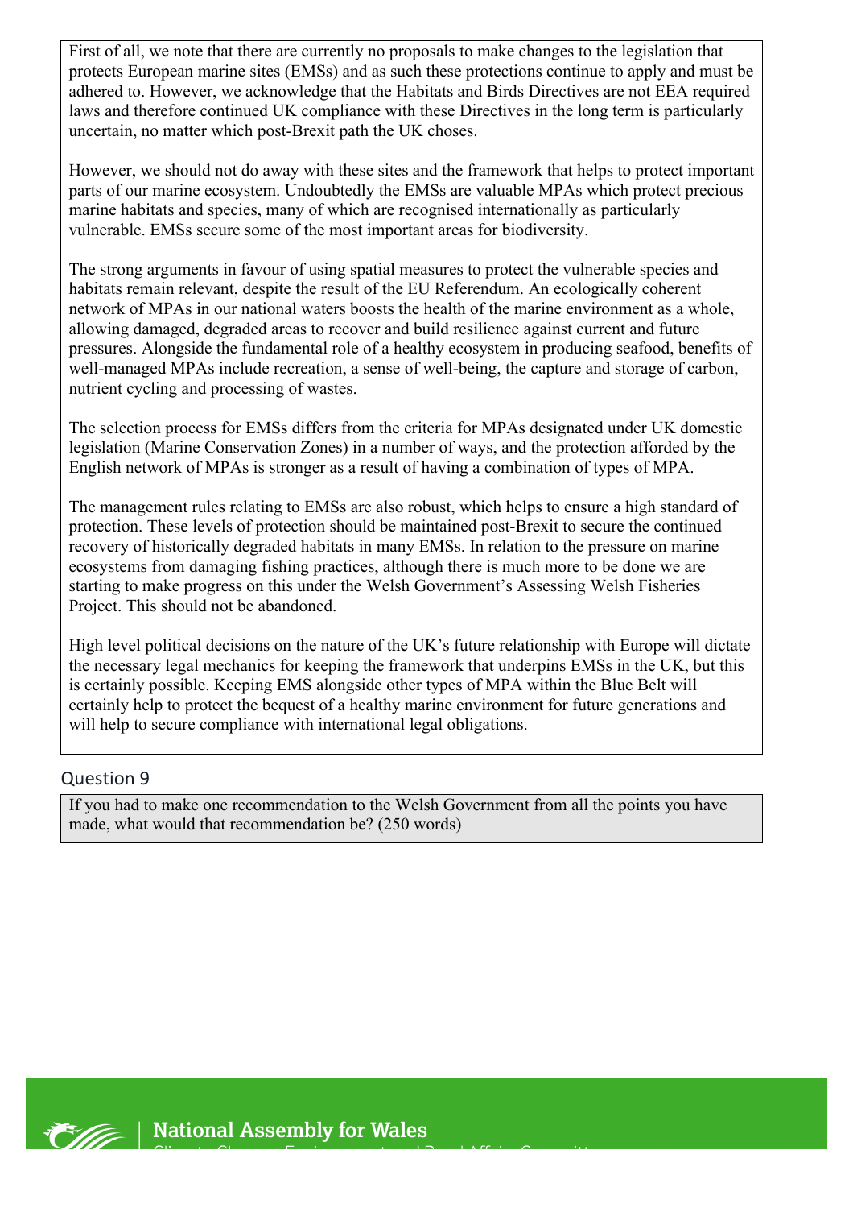First of all, we note that there are currently no proposals to make changes to the legislation that protects European marine sites (EMSs) and as such these protections continue to apply and must be adhered to. However, we acknowledge that the Habitats and Birds Directives are not EEA required laws and therefore continued UK compliance with these Directives in the long term is particularly uncertain, no matter which post-Brexit path the UK choses.

However, we should not do away with these sites and the framework that helps to protect important parts of our marine ecosystem. Undoubtedly the EMSs are valuable MPAs which protect precious marine habitats and species, many of which are recognised internationally as particularly vulnerable. EMSs secure some of the most important areas for biodiversity.

The strong arguments in favour of using spatial measures to protect the vulnerable species and habitats remain relevant, despite the result of the EU Referendum. An ecologically coherent network of MPAs in our national waters boosts the health of the marine environment as a whole, allowing damaged, degraded areas to recover and build resilience against current and future pressures. Alongside the fundamental role of a healthy ecosystem in producing seafood, benefits of well-managed MPAs include recreation, a sense of well-being, the capture and storage of carbon, nutrient cycling and processing of wastes.

The selection process for EMSs differs from the criteria for MPAs designated under UK domestic legislation (Marine Conservation Zones) in a number of ways, and the protection afforded by the English network of MPAs is stronger as a result of having a combination of types of MPA.

The management rules relating to EMSs are also robust, which helps to ensure a high standard of protection. These levels of protection should be maintained post-Brexit to secure the continued recovery of historically degraded habitats in many EMSs. In relation to the pressure on marine ecosystems from damaging fishing practices, although there is much more to be done we are starting to make progress on this under the Welsh Government's Assessing Welsh Fisheries Project. This should not be abandoned.

High level political decisions on the nature of the UK's future relationship with Europe will dictate the necessary legal mechanics for keeping the framework that underpins EMSs in the UK, but this is certainly possible. Keeping EMS alongside other types of MPA within the Blue Belt will certainly help to protect the bequest of a healthy marine environment for future generations and will help to secure compliance with international legal obligations.

## Question 9

If you had to make one recommendation to the Welsh Government from all the points you have made, what would that recommendation be? (250 words)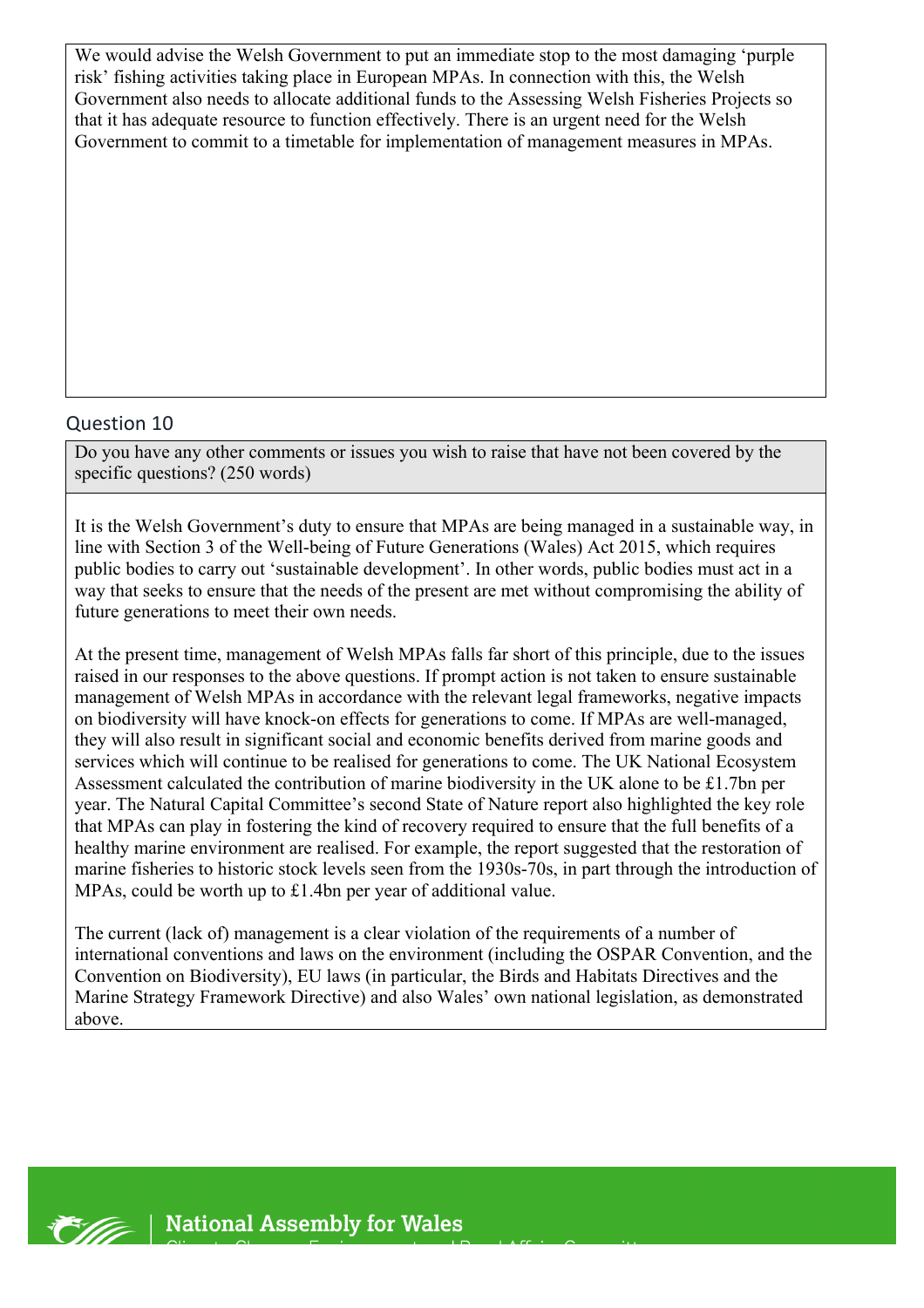We would advise the Welsh Government to put an immediate stop to the most damaging 'purple risk' fishing activities taking place in European MPAs. In connection with this, the Welsh Government also needs to allocate additional funds to the Assessing Welsh Fisheries Projects so that it has adequate resource to function effectively. There is an urgent need for the Welsh Government to commit to a timetable for implementation of management measures in MPAs.

## Question 10

Do you have any other comments or issues you wish to raise that have not been covered by the specific questions? (250 words)

It is the Welsh Government's duty to ensure that MPAs are being managed in a sustainable way, in line with Section 3 of the Well-being of Future Generations (Wales) Act 2015, which requires public bodies to carry out 'sustainable development'. In other words, public bodies must act in a way that seeks to ensure that the needs of the present are met without compromising the ability of future generations to meet their own needs.

At the present time, management of Welsh MPAs falls far short of this principle, due to the issues raised in our responses to the above questions. If prompt action is not taken to ensure sustainable management of Welsh MPAs in accordance with the relevant legal frameworks, negative impacts on biodiversity will have knock-on effects for generations to come. If MPAs are well-managed, they will also result in significant social and economic benefits derived from marine goods and services which will continue to be realised for generations to come. The UK National Ecosystem Assessment calculated the contribution of marine biodiversity in the UK alone to be £1.7bn per year. The Natural Capital Committee's second State of Nature report also highlighted the key role that MPAs can play in fostering the kind of recovery required to ensure that the full benefits of a healthy marine environment are realised. For example, the report suggested that the restoration of marine fisheries to historic stock levels seen from the 1930s-70s, in part through the introduction of MPAs, could be worth up to £1.4bn per year of additional value.

The current (lack of) management is a clear violation of the requirements of a number of international conventions and laws on the environment (including the OSPAR Convention, and the Convention on Biodiversity), EU laws (in particular, the Birds and Habitats Directives and the Marine Strategy Framework Directive) and also Wales' own national legislation, as demonstrated above.